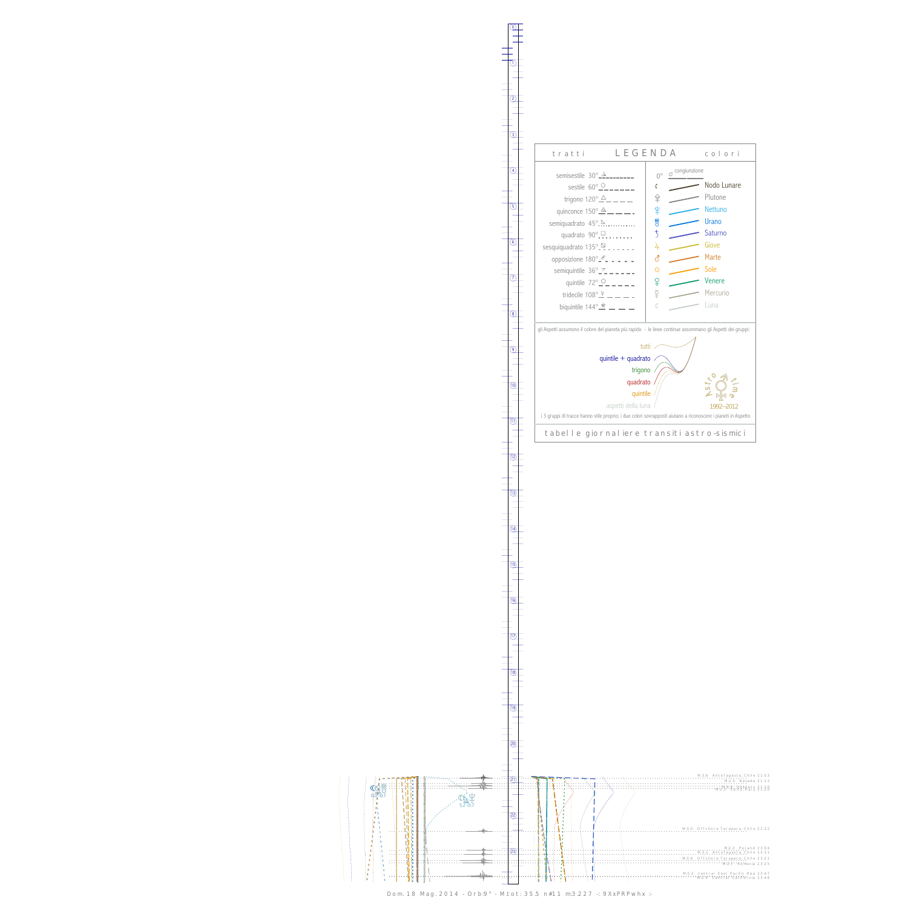# LEGENDA

**tratti**

- semisestile 30°
- sestile 60°
- trigono 120°
- quinconce 150°
- semiquadrato 45°
- quadrato 90°
- sesquiquadrato 135°
- opposizione 180°
- semiquintile 36°
- quintile 72°
- tridecile 108°
- biquintile 144°

**colori**

- 0° congiunzione
- Nodo Lunare
- Plutone
- Nettuno
- Urano
- Saturno
- Giove
- Marte
- Sole
- Venere
- Mercurio
- Luna

gli Aspetti assumono il colore del pianeta più rapido - le linee continue assommano gli Aspetti dei gruppi:

- tutti
- quintile + quadrato
- trigono
- quadrato
- quintile
- aspetti della luna

Astro time 1992–2012

i 3 gruppi di tracce hanno stile proprio; i due colori sovrapposti aiutano a riconoscere i pianeti in Aspetto

tabelle giornaliere transiti astro-sismici

M:3.8 Antofagasta, Chile 21:03
M:2.3 Nevada 21:12
M:4.6 Vanuatu 21:16
M:2.2 Sicily, Italy 21:20
M:3.0 Offshore Tarapaca, Chile 22:32
M:2.3 Poland 23:04
M:3.2 Antofagasta, Chile 23:11
M:3.6 Offshore Tarapaca, Chile 23:21
M:2.2 Romania 23:25
M:5.3 Central East Pacific Rise 23:47
M:2.4 Central California 23:48

Dom.18 Mag.2014 - Orb:9° - M.tot: 35.5 n#11 m3.227 -: 9XxPRPwhx :-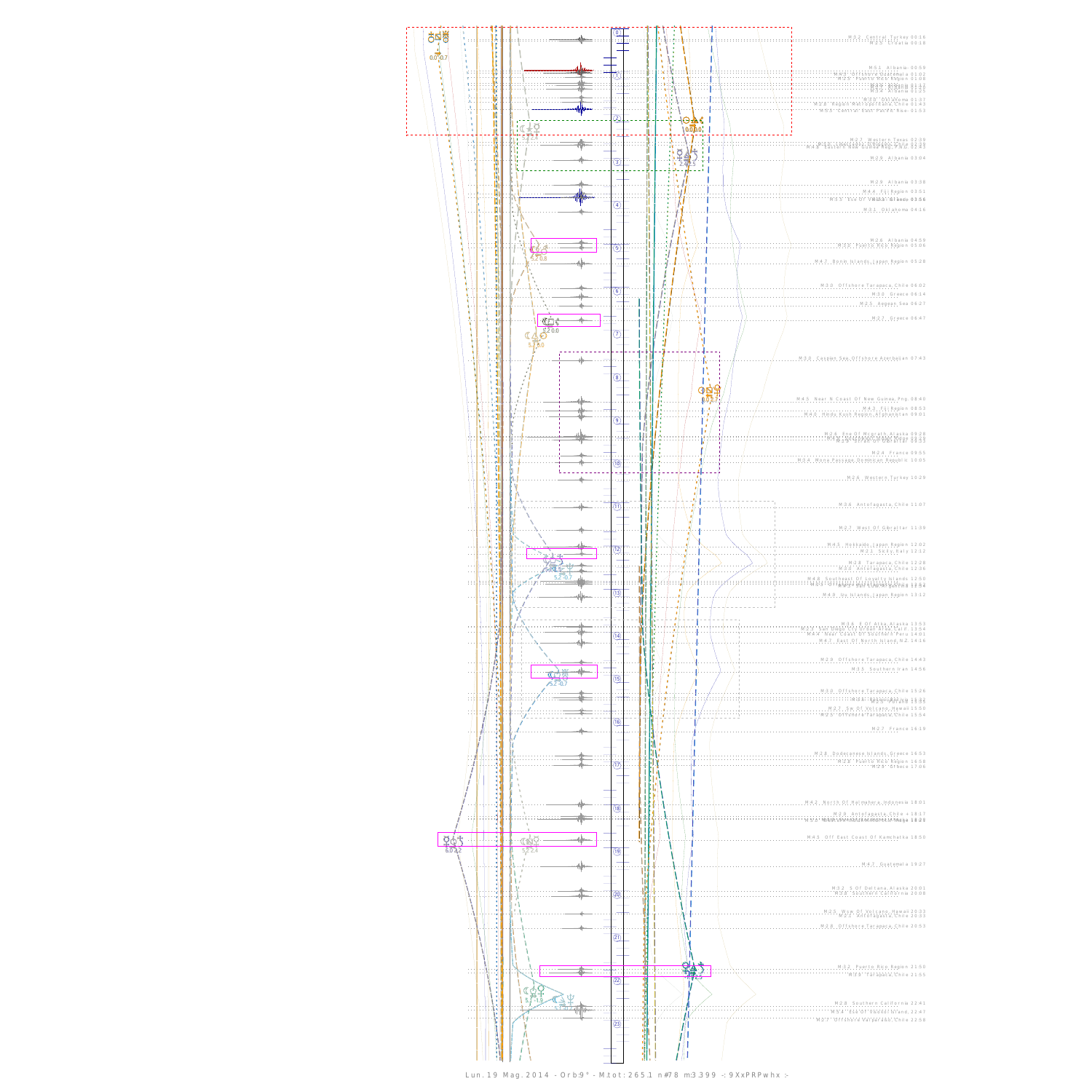M3.2 Central Turkey 00:16
M2.5 Croatia 00:18
M5.1 Albania 00:59
M3.3 Offshore Guatemala 01:02
M2.5 Puerto Rico Region 01:08
M4.5 Albania 01:14
M3.2 Albania 01:20
M3.0 Oklahoma 01:37
M2.8 Region Metropolitana, Chile 01:43
M5.1 Central East Pacific Rise 01:53
M2.7 Western Texas 02:39
M3.3 Tarapaca, Chile 02:42
M4.8 Eastern New Guinea Reg., P.N.G. 02:44
M2.8 Albania 03:04
M2.9 Albania 03:38
M4.4 Fiji Region 03:51
M3.3 Ese Of Vieques 03:56
M3.1 Oklahoma 04:16
M2.6 Albania 04:59
M3.2 Puerto Rico Region 05:06
M4.7 Bonin Islands, Japan Region 05:28
M3.0 Offshore Tarapaca, Chile 06:02
M3.0 Greece 06:14
M2.9 Aegean Sea 06:27
M2.7 Greece 06:47
M3.0 Caspian Sea, Offshore Azerbaijan 07:43
M4.5 Near N Coast Of New Guinea, Png. 08:40
M4.3 Fiji Region 08:53
M4.0 Hindu Kush Region, Afghanistan 09:01
M2.6 Ene Of Mcgrath, Alaska 09:28
M2.9 Strait Of Gibraltar 09:33
M2.4 France 09:55
M3.4 Mona Passage, Dominican Republic 10:05
M2.6 Western Turkey 10:29
M3.8 Antofagasta, Chile 11:07
M2.7 West Of Gibraltar 11:39
M4.5 Hokkaido, Japan Region 12:02
M2.2 Sicily, Italy 12:12
M2.8 Tarapaca, Chile 12:28
M3.3 Antofagasta, Chile 12:36
M4.8 Southeast Of Loyalty Islands 12:50
M4.6 Izu Islands, Japan Region 13:12
M2.6 E Of Alba, Alaska 13:53
M2.2 San Diego, California 13:54
M4.4 Near Coast Of Southern Peru 14:01
M4.7 East Of North Island, N.Z. 14:16
M2.9 Offshore Tarapaca, Chile 14:43
M3.5 Southern Iran 14:56
M3.0 Offshore Tarapaca, Chile 15:26
M2.7 Sw Of Volcano, Hawaii 15:50
M2.5 Offshore Tarapaca, Chile 15:54
M2.7 France 16:19
M2.8 Dodecanese Islands, Greece 16:53
M2.8 Puerto Rico Region 16:58
M2.5 Greece 17:06
M4.2 North Of Halmahera, Indonesia 18:01
M2.9 Antofagasta, Chile 18:17
M4.5 Off East Coast Of Kamchatka 18:50
M4.7 Guatemala 19:27
M3.2 S Of Deltana, Alaska 20:01
M2.8 Southern California 20:08
M2.5 Wsw Of Volcano, Hawaii 20:33
M3.1 Antofagasta, Chile 20:33
M2.8 Offshore Tarapaca, Chile 20:53
M3.2 Puerto Rico Region 21:50
M2.9 Tarapaca, Chile 21:55
M2.8 Southern California 22:41
M3.4 Ene Of Vieques Island 22:47
M2.7 Offshore Valparaiso, Chile 22:58

Lun. 19 Mag. 2014 - Orb:9° - M.tot: 265.1 n#78 m:3.399 -: 9XxPRPwhx :-